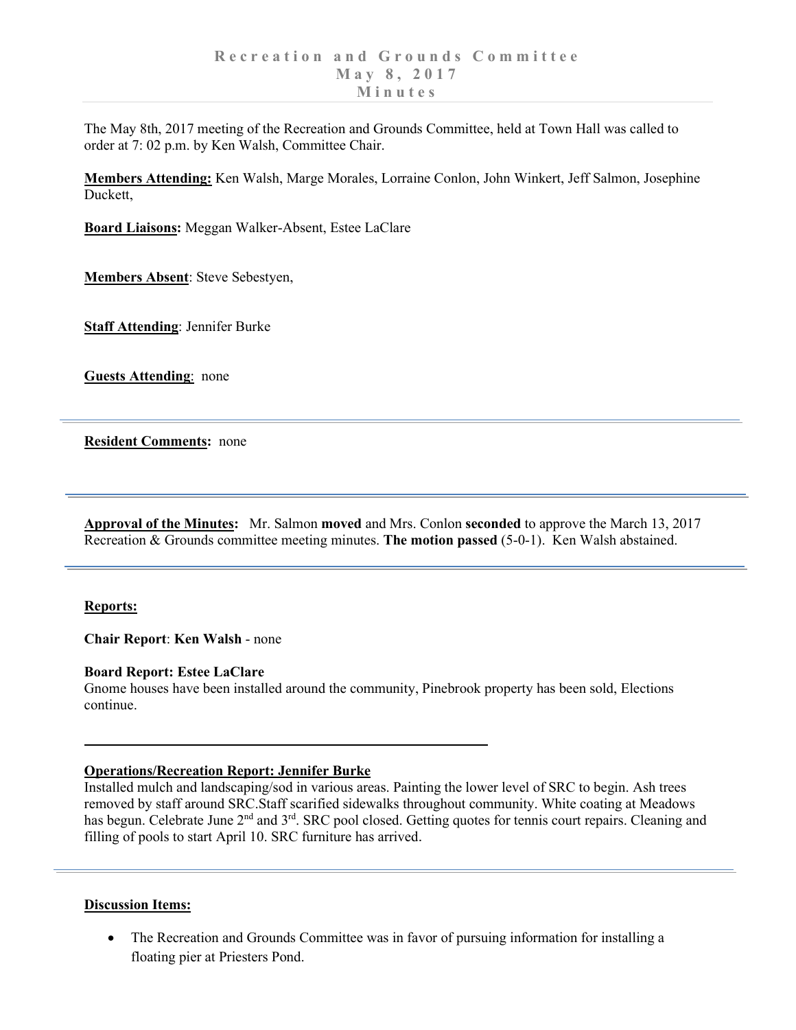# Recreation and Grounds Committee
# May 8, 2017
# Minutes

The May 8th, 2017 meeting of the Recreation and Grounds Committee, held at Town Hall was called to order at 7: 02 p.m. by Ken Walsh, Committee Chair.

**Members Attending:** Ken Walsh, Marge Morales, Lorraine Conlon, John Winkert, Jeff Salmon, Josephine Duckett,

**Board Liaisons:** Meggan Walker-Absent, Estee LaClare

**Members Absent**: Steve Sebestyen,

**Staff Attending**: Jennifer Burke

**Guests Attending**: none

---

**Resident Comments:** none

---

**Approval of the Minutes:** Mr. Salmon **moved** and Mrs. Conlon **seconded** to approve the March 13, 2017 Recreation & Grounds committee meeting minutes. **The motion passed** (5-0-1). Ken Walsh abstained.

---

**Reports:**

**Chair Report**: **Ken Walsh** - none

**Board Report: Estee LaClare**
Gnome houses have been installed around the community, Pinebrook property has been sold, Elections continue.

---

**Operations/Recreation Report: Jennifer Burke**
Installed mulch and landscaping/sod in various areas. Painting the lower level of SRC to begin. Ash trees removed by staff around SRC.Staff scarified sidewalks throughout community. White coating at Meadows has begun. Celebrate June 2nd and 3rd. SRC pool closed. Getting quotes for tennis court repairs. Cleaning and filling of pools to start April 10. SRC furniture has arrived.

---

**Discussion Items:**

- The Recreation and Grounds Committee was in favor of pursuing information for installing a floating pier at Priesters Pond.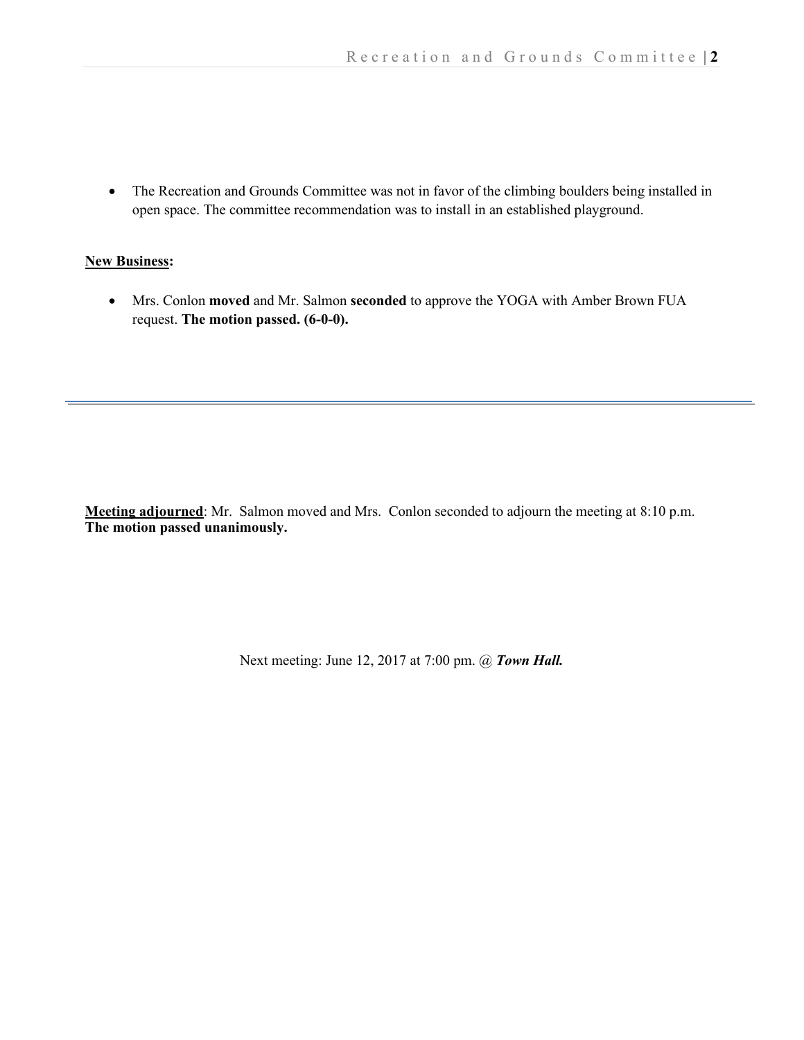- The Recreation and Grounds Committee was not in favor of the climbing boulders being installed in open space. The committee recommendation was to install in an established playground.

**New Business:**

- Mrs. Conlon **moved** and Mr. Salmon **seconded** to approve the YOGA with Amber Brown FUA request. **The motion passed. (6-0-0).**

---

**Meeting adjourned**: Mr. Salmon moved and Mrs. Conlon seconded to adjourn the meeting at 8:10 p.m. **The motion passed unanimously.**

Next meeting: June 12, 2017 at 7:00 pm. @ ***Town Hall.***